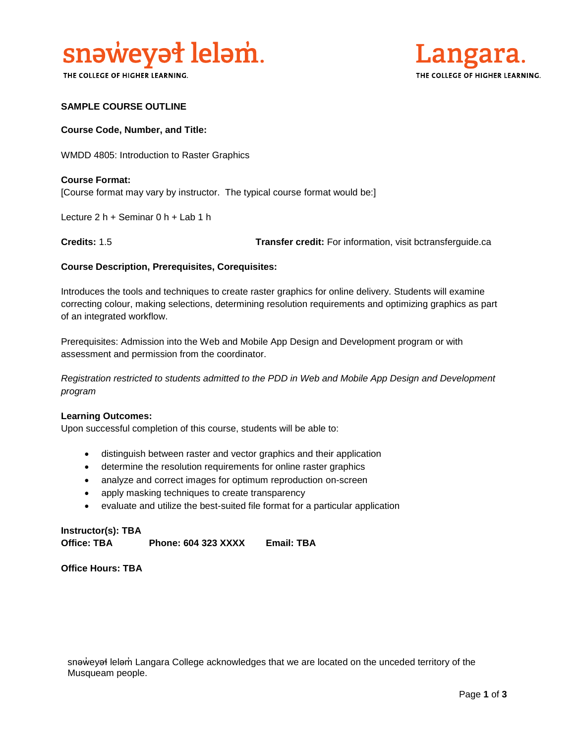snəw̓eyəɬ leləm̓.
THE COLLEGE OF HIGHER LEARNING.

Langara.
THE COLLEGE OF HIGHER LEARNING.

**SAMPLE COURSE OUTLINE**

**Course Code, Number, and Title:**

WMDD 4805: Introduction to Raster Graphics

**Course Format:**
[Course format may vary by instructor. The typical course format would be:]

Lecture 2 h + Seminar 0 h + Lab 1 h

**Credits:** 1.5 **Transfer credit:** For information, visit bctransferguide.ca

**Course Description, Prerequisites, Corequisites:**

Introduces the tools and techniques to create raster graphics for online delivery. Students will examine correcting colour, making selections, determining resolution requirements and optimizing graphics as part of an integrated workflow.

Prerequisites: Admission into the Web and Mobile App Design and Development program or with assessment and permission from the coordinator.

*Registration restricted to students admitted to the PDD in Web and Mobile App Design and Development program*

**Learning Outcomes:**
Upon successful completion of this course, students will be able to:

- distinguish between raster and vector graphics and their application
- determine the resolution requirements for online raster graphics
- analyze and correct images for optimum reproduction on-screen
- apply masking techniques to create transparency
- evaluate and utilize the best-suited file format for a particular application

**Instructor(s): TBA**
**Office: TBA** **Phone: 604 323 XXXX** **Email: TBA**

**Office Hours: TBA**

snəw̓eyəɬ leləm̓ Langara College acknowledges that we are located on the unceded territory of the Musqueam people.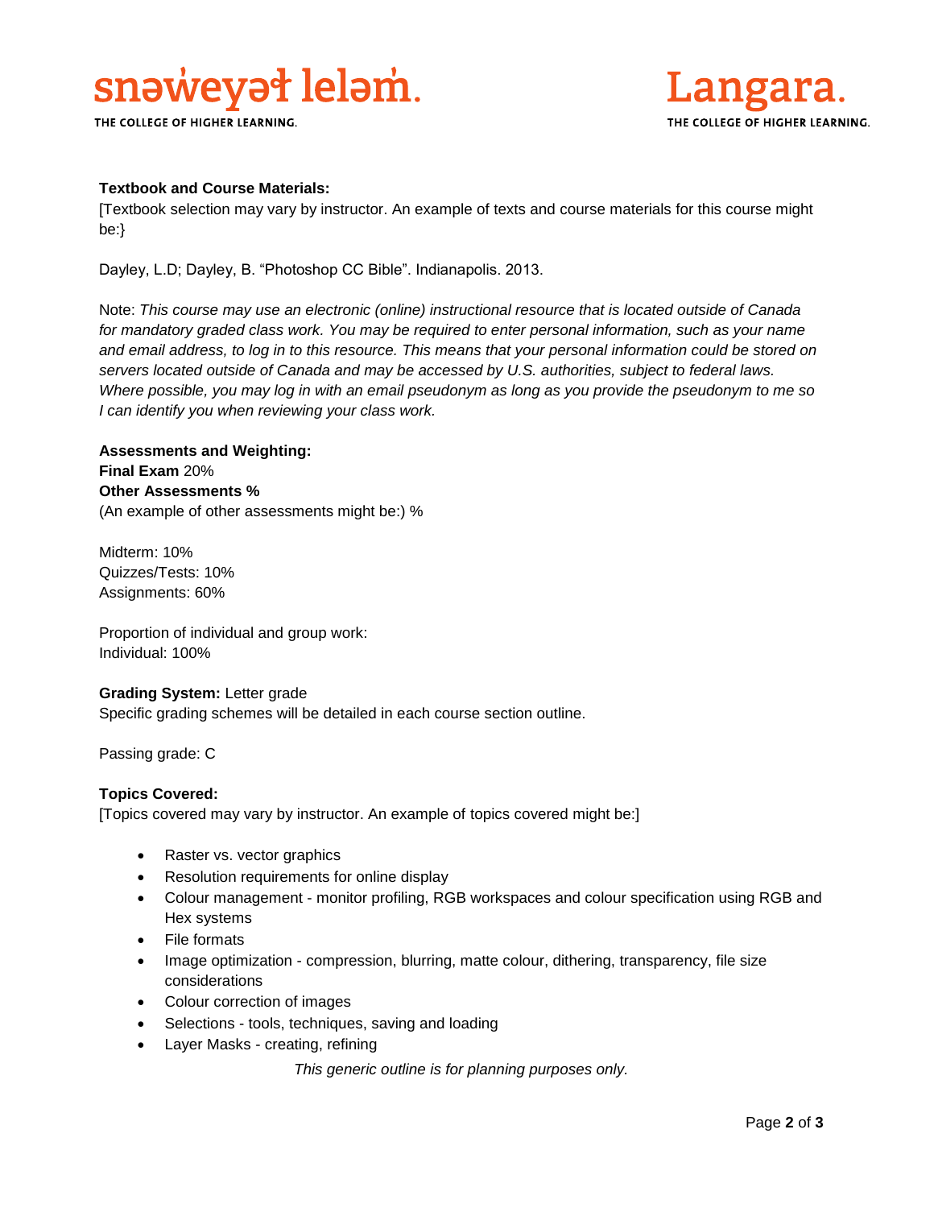**Textbook and Course Materials:**
[Textbook selection may vary by instructor. An example of texts and course materials for this course might be:}

Dayley, L.D; Dayley, B. "Photoshop CC Bible". Indianapolis. 2013.

Note: *This course may use an electronic (online) instructional resource that is located outside of Canada for mandatory graded class work. You may be required to enter personal information, such as your name and email address, to log in to this resource. This means that your personal information could be stored on servers located outside of Canada and may be accessed by U.S. authorities, subject to federal laws. Where possible, you may log in with an email pseudonym as long as you provide the pseudonym to me so I can identify you when reviewing your class work.*

**Assessments and Weighting:**
**Final Exam** 20%
**Other Assessments %**
(An example of other assessments might be:) %

Midterm: 10%
Quizzes/Tests: 10%
Assignments: 60%

Proportion of individual and group work:
Individual: 100%

**Grading System:** Letter grade
Specific grading schemes will be detailed in each course section outline.

Passing grade: C

**Topics Covered:**
[Topics covered may vary by instructor. An example of topics covered might be:]

- Raster vs. vector graphics
- Resolution requirements for online display
- Colour management - monitor profiling, RGB workspaces and colour specification using RGB and Hex systems
- File formats
- Image optimization - compression, blurring, matte colour, dithering, transparency, file size considerations
- Colour correction of images
- Selections - tools, techniques, saving and loading
- Layer Masks - creating, refining

*This generic outline is for planning purposes only.*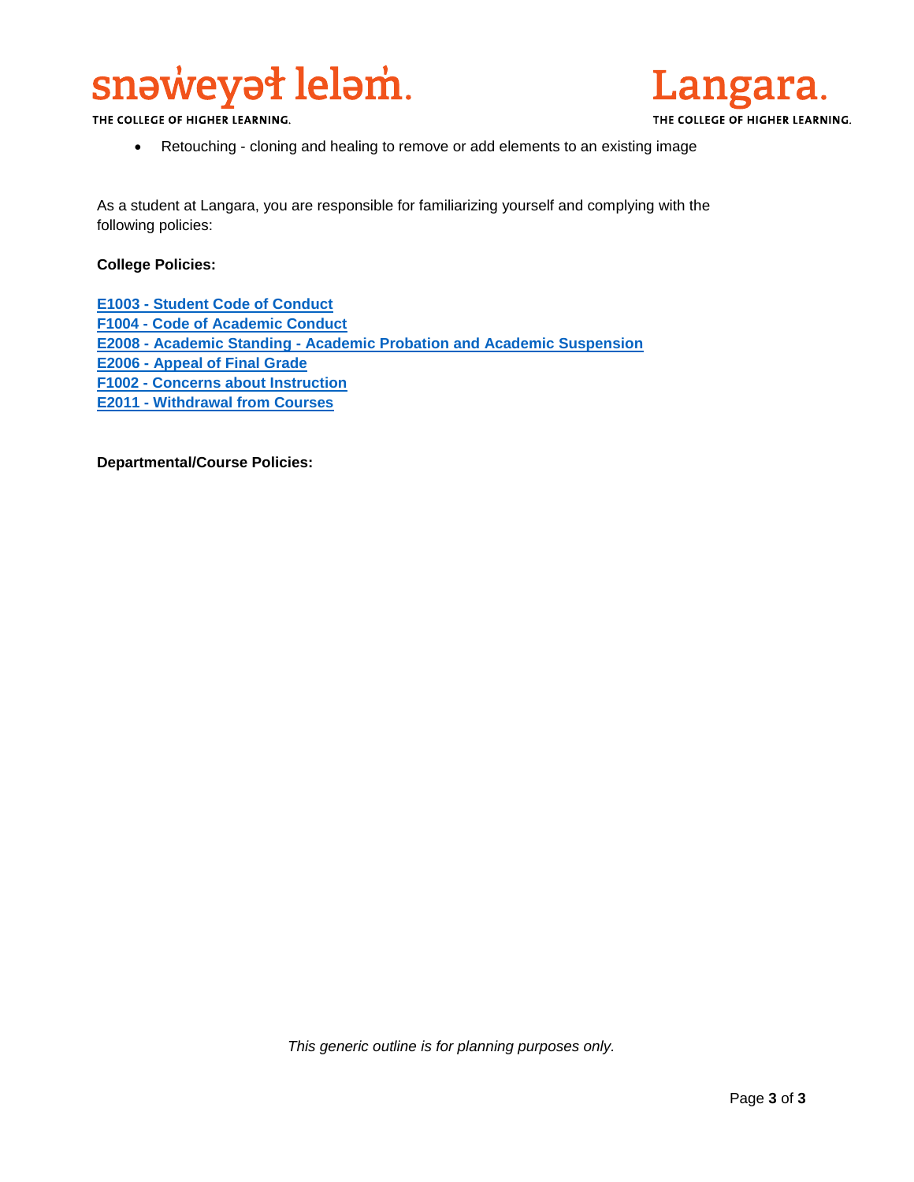- Retouching - cloning and healing to remove or add elements to an existing image

As a student at Langara, you are responsible for familiarizing yourself and complying with the following policies:

**College Policies:**

**E1003 - Student Code of Conduct**
**F1004 - Code of Academic Conduct**
**E2008 - Academic Standing - Academic Probation and Academic Suspension**
**E2006 - Appeal of Final Grade**
**F1002 - Concerns about Instruction**
**E2011 - Withdrawal from Courses**

**Departmental/Course Policies:**

*This generic outline is for planning purposes only.*